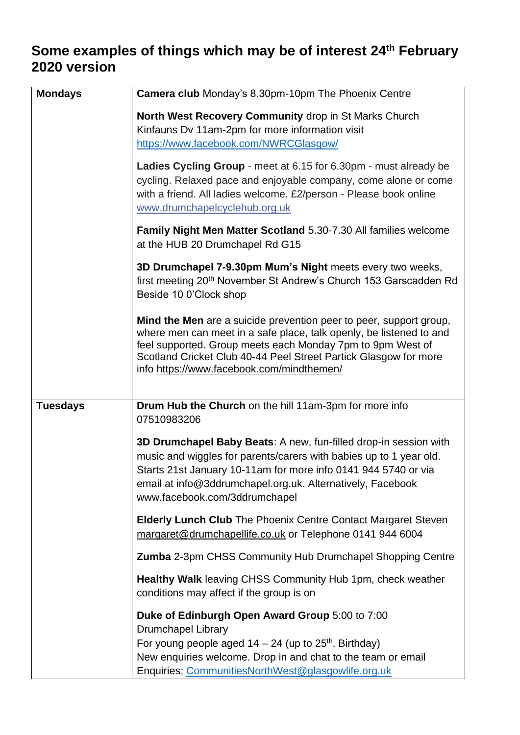# Some examples of things which may be of interest 24th February 2020 version

| | |
|---|---|
| **Mondays** | **Camera club** Monday's 8.30pm-10pm The Phoenix Centre<br><br>**North West Recovery Community** drop in St Marks Church Kinfauns Dv 11am-2pm for more information visit https://www.facebook.com/NWRCGlasgow/<br><br>**Ladies Cycling Group** - meet at 6.15 for 6.30pm - must already be cycling. Relaxed pace and enjoyable company, come alone or come with a friend. All ladies welcome. £2/person - Please book online www.drumchapelcyclehub.org.uk<br><br>**Family Night Men Matter Scotland** 5.30-7.30 All families welcome at the HUB 20 Drumchapel Rd G15<br><br>**3D Drumchapel 7-9.30pm Mum's Night** meets every two weeks, first meeting 20th November St Andrew's Church 153 Garscadden Rd Beside 10 0'Clock shop<br><br>**Mind the Men** are a suicide prevention peer to peer, support group, where men can meet in a safe place, talk openly, be listened to and feel supported. Group meets each Monday 7pm to 9pm West of Scotland Cricket Club 40-44 Peel Street Partick Glasgow for more info https://www.facebook.com/mindthemen/ |
| **Tuesdays** | **Drum Hub the Church** on the hill 11am-3pm for more info 07510983206<br><br>**3D Drumchapel Baby Beats**: A new, fun-filled drop-in session with music and wiggles for parents/carers with babies up to 1 year old. Starts 21st January 10-11am for more info 0141 944 5740 or via email at info@3ddrumchapel.org.uk. Alternatively, Facebook www.facebook.com/3ddrumchapel<br><br>**Elderly Lunch Club** The Phoenix Centre Contact Margaret Steven margaret@drumchapellife.co.uk or Telephone 0141 944 6004<br><br>**Zumba** 2-3pm CHSS Community Hub Drumchapel Shopping Centre<br><br>**Healthy Walk** leaving CHSS Community Hub 1pm, check weather conditions may affect if the group is on<br><br>**Duke of Edinburgh Open Award Group** 5:00 to 7:00<br>Drumchapel Library<br>For young people aged 14 – 24 (up to 25th. Birthday)<br>New enquiries welcome. Drop in and chat to the team or email<br>Enquiries; CommunitiesNorthWest@glasgowlife.org.uk |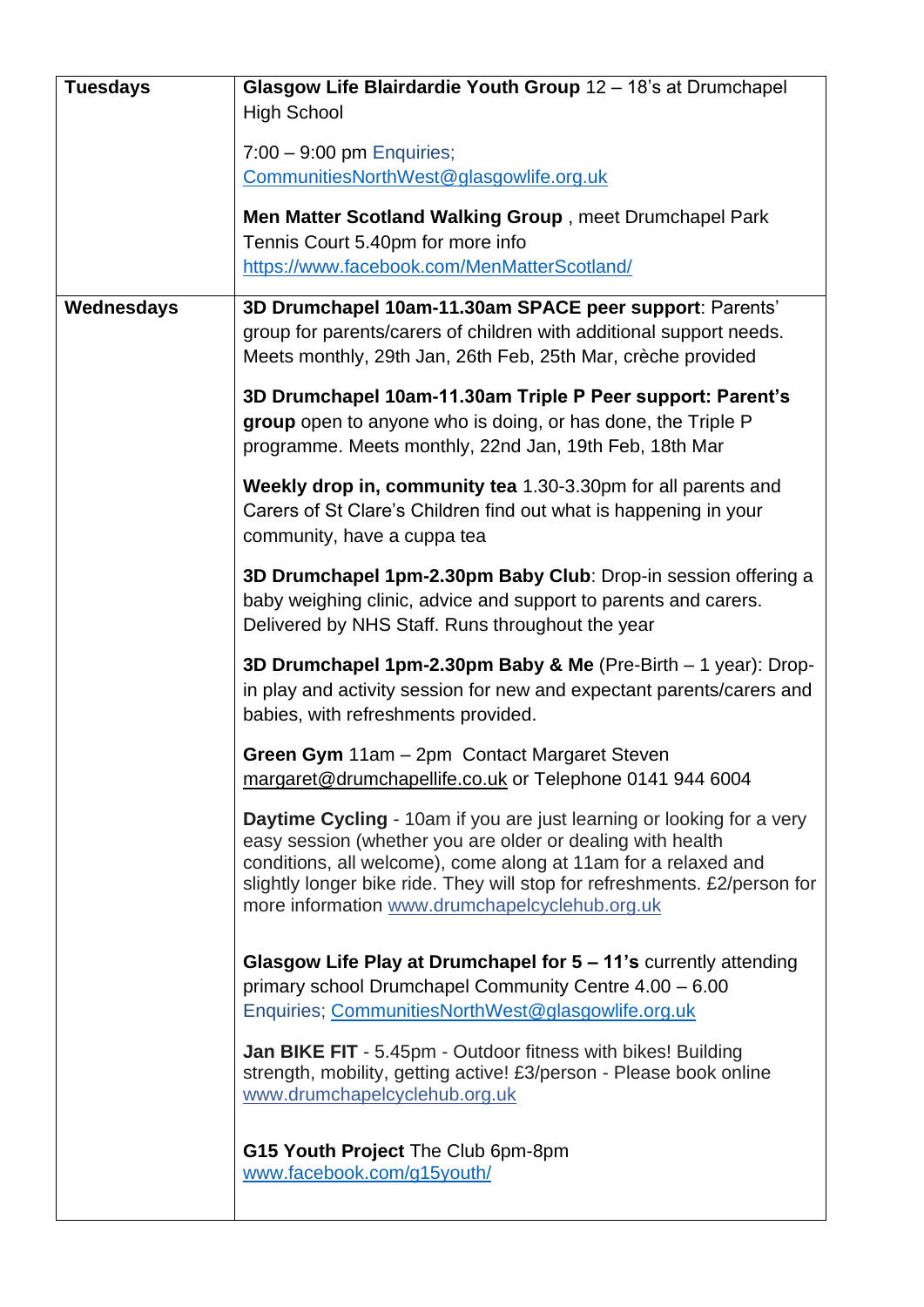| Tuesdays | **Glasgow Life Blairdardie Youth Group** 12 – 18's at Drumchapel High School<br><br>7:00 – 9:00 pm Enquiries; CommunitiesNorthWest@glasgowlife.org.uk<br><br>**Men Matter Scotland Walking Group** , meet Drumchapel Park Tennis Court 5.40pm for more info https://www.facebook.com/MenMatterScotland/ |
|---|---|
| Wednesdays | **3D Drumchapel 10am-11.30am SPACE peer support**: Parents' group for parents/carers of children with additional support needs. Meets monthly, 29th Jan, 26th Feb, 25th Mar, crèche provided<br><br>**3D Drumchapel 10am-11.30am Triple P Peer support: Parent's group** open to anyone who is doing, or has done, the Triple P programme. Meets monthly, 22nd Jan, 19th Feb, 18th Mar<br><br>**Weekly drop in, community tea** 1.30-3.30pm for all parents and Carers of St Clare's Children find out what is happening in your community, have a cuppa tea<br><br>**3D Drumchapel 1pm-2.30pm Baby Club**: Drop-in session offering a baby weighing clinic, advice and support to parents and carers. Delivered by NHS Staff. Runs throughout the year<br><br>**3D Drumchapel 1pm-2.30pm Baby & Me** (Pre-Birth – 1 year): Drop-in play and activity session for new and expectant parents/carers and babies, with refreshments provided.<br><br>**Green Gym** 11am – 2pm Contact Margaret Steven margaret@drumchapellife.co.uk or Telephone 0141 944 6004<br><br>**Daytime Cycling** - 10am if you are just learning or looking for a very easy session (whether you are older or dealing with health conditions, all welcome), come along at 11am for a relaxed and slightly longer bike ride. They will stop for refreshments. £2/person for more information www.drumchapelcyclehub.org.uk<br><br>**Glasgow Life Play at Drumchapel for 5 – 11's** currently attending primary school Drumchapel Community Centre 4.00 – 6.00 Enquiries; CommunitiesNorthWest@glasgowlife.org.uk<br><br>**Jan BIKE FIT** - 5.45pm - Outdoor fitness with bikes! Building strength, mobility, getting active! £3/person - Please book online www.drumchapelcyclehub.org.uk<br><br>**G15 Youth Project** The Club 6pm-8pm www.facebook.com/g15youth/ |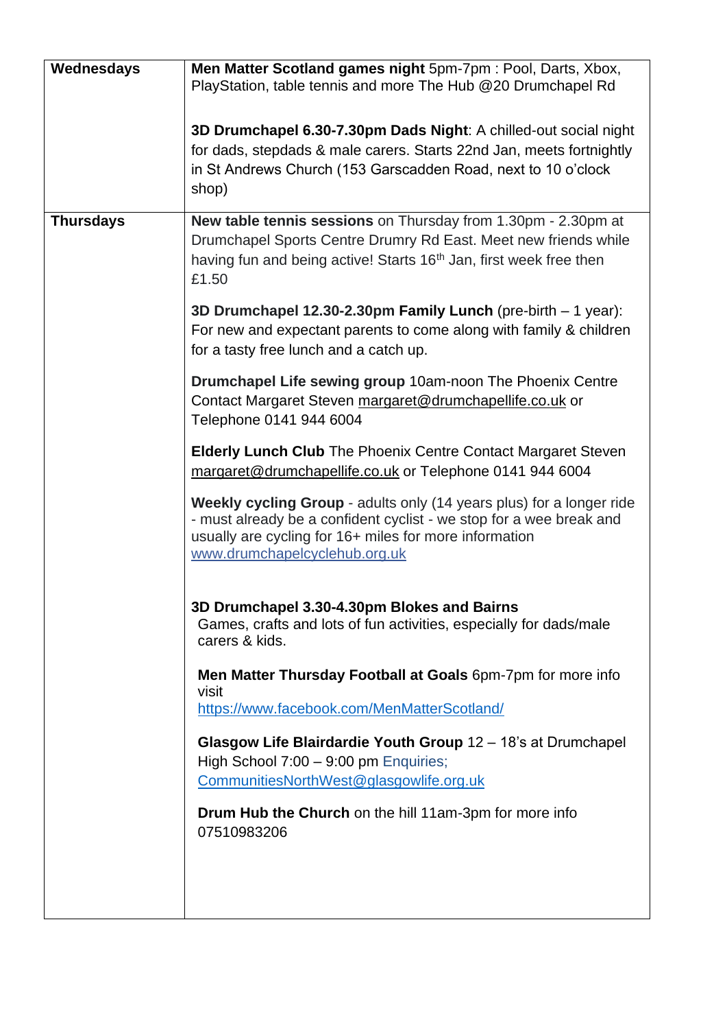| | |
|---|---|
| **Wednesdays** | **Men Matter Scotland games night** 5pm-7pm : Pool, Darts, Xbox, PlayStation, table tennis and more The Hub @20 Drumchapel Rd<br><br>**3D Drumchapel 6.30-7.30pm Dads Night**: A chilled-out social night for dads, stepdads & male carers. Starts 22nd Jan, meets fortnightly in St Andrews Church (153 Garscadden Road, next to 10 o'clock shop) |
| **Thursdays** | **New table tennis sessions** on Thursday from 1.30pm - 2.30pm at Drumchapel Sports Centre Drumry Rd East. Meet new friends while having fun and being active! Starts 16th Jan, first week free then £1.50<br><br>**3D Drumchapel 12.30-2.30pm Family Lunch** (pre-birth – 1 year): For new and expectant parents to come along with family & children for a tasty free lunch and a catch up.<br><br>**Drumchapel Life sewing group** 10am-noon The Phoenix Centre Contact Margaret Steven margaret@drumchapellife.co.uk or Telephone 0141 944 6004<br><br>**Elderly Lunch Club** The Phoenix Centre Contact Margaret Steven margaret@drumchapellife.co.uk or Telephone 0141 944 6004<br><br>**Weekly cycling Group** - adults only (14 years plus) for a longer ride - must already be a confident cyclist - we stop for a wee break and usually are cycling for 16+ miles for more information www.drumchapelcyclehub.org.uk<br><br>**3D Drumchapel 3.30-4.30pm Blokes and Bairns**<br>Games, crafts and lots of fun activities, especially for dads/male carers & kids.<br><br>**Men Matter Thursday Football at Goals** 6pm-7pm for more info visit https://www.facebook.com/MenMatterScotland/<br><br>**Glasgow Life Blairdardie Youth Group** 12 – 18's at Drumchapel High School 7:00 – 9:00 pm Enquiries; CommunitiesNorthWest@glasgowlife.org.uk<br><br>**Drum Hub the Church** on the hill 11am-3pm for more info 07510983206 |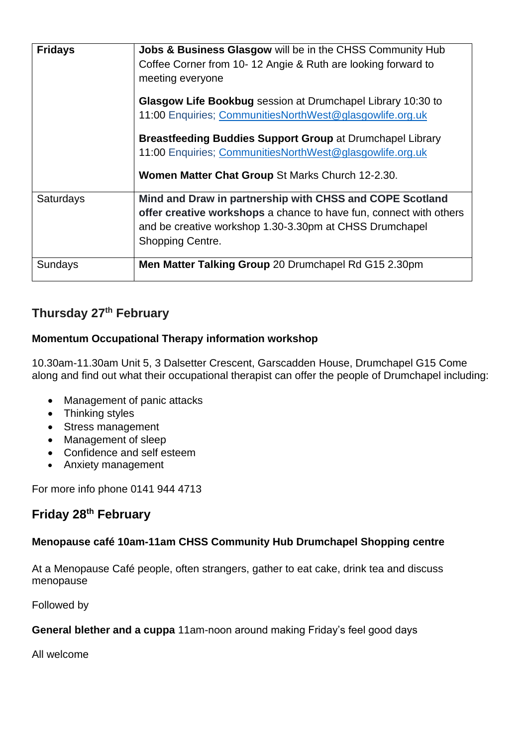| Fridays | **Jobs & Business Glasgow** will be in the CHSS Community Hub Coffee Corner from 10- 12 Angie & Ruth are looking forward to meeting everyone<br><br>**Glasgow Life Bookbug** session at Drumchapel Library 10:30 to 11:00 Enquiries; CommunitiesNorthWest@glasgowlife.org.uk<br><br>**Breastfeeding Buddies Support Group** at Drumchapel Library 11:00 Enquiries; CommunitiesNorthWest@glasgowlife.org.uk<br><br>**Women Matter Chat Group** St Marks Church 12-2.30. |
|---|---|
| Saturdays | **Mind and Draw in partnership with CHSS and COPE Scotland offer creative workshops** a chance to have fun, connect with others and be creative workshop 1.30-3.30pm at CHSS Drumchapel Shopping Centre. |
| Sundays | **Men Matter Talking Group** 20 Drumchapel Rd G15 2.30pm |

## Thursday 27th February

**Momentum Occupational Therapy information workshop**

10.30am-11.30am Unit 5, 3 Dalsetter Crescent, Garscadden House, Drumchapel G15 Come along and find out what their occupational therapist can offer the people of Drumchapel including:

- Management of panic attacks
- Thinking styles
- Stress management
- Management of sleep
- Confidence and self esteem
- Anxiety management

For more info phone 0141 944 4713

## Friday 28th February

**Menopause café 10am-11am CHSS Community Hub Drumchapel Shopping centre**

At a Menopause Café people, often strangers, gather to eat cake, drink tea and discuss menopause

Followed by

**General blether and a cuppa** 11am-noon around making Friday's feel good days

All welcome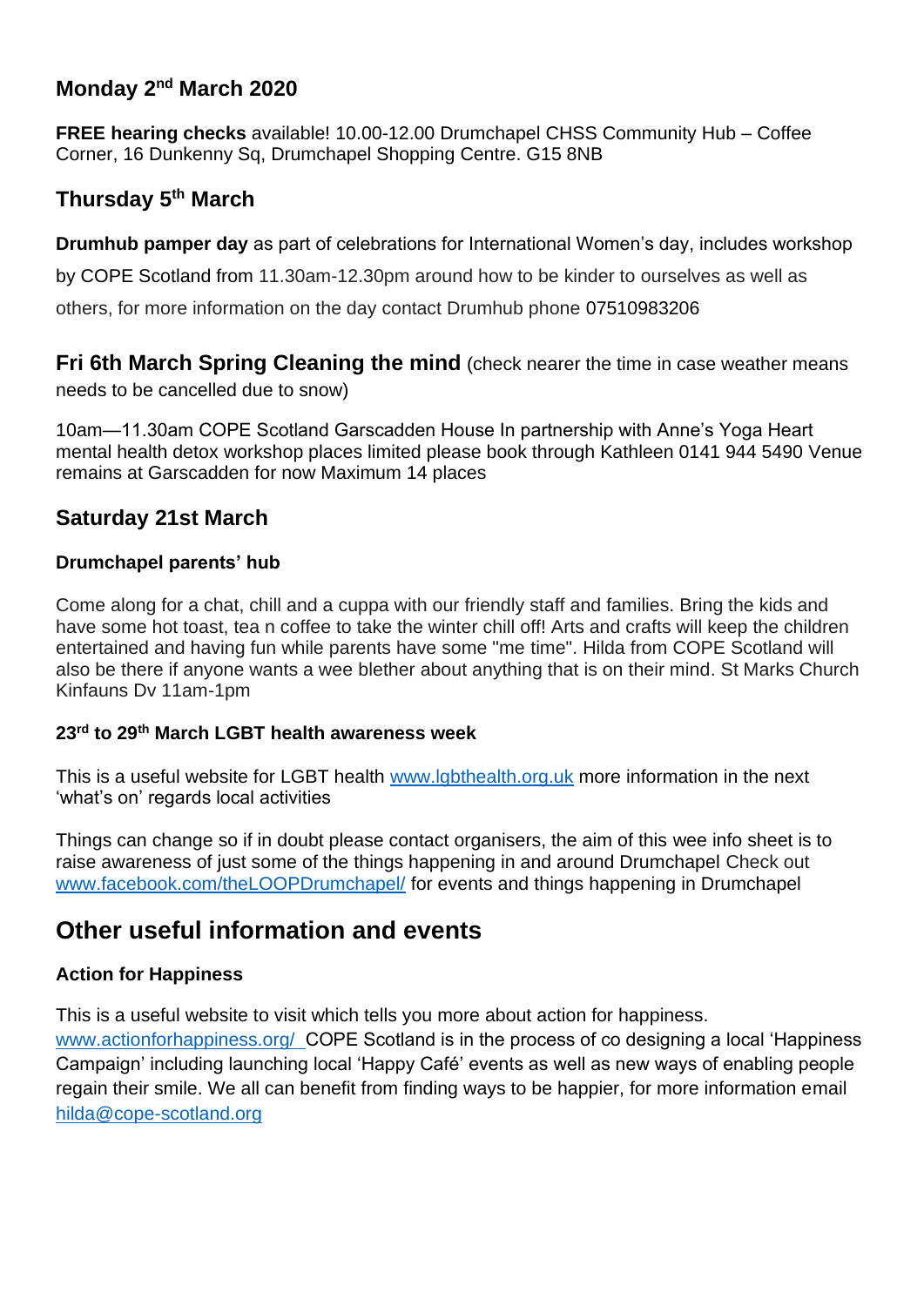### Monday 2nd March 2020

**FREE hearing checks** available! 10.00-12.00 Drumchapel CHSS Community Hub – Coffee Corner, 16 Dunkenny Sq, Drumchapel Shopping Centre. G15 8NB

### Thursday 5th March

**Drumhub pamper day** as part of celebrations for International Women's day, includes workshop by COPE Scotland from 11.30am-12.30pm around how to be kinder to ourselves as well as others, for more information on the day contact Drumhub phone 07510983206

**Fri 6th March Spring Cleaning the mind** (check nearer the time in case weather means needs to be cancelled due to snow)

10am—11.30am COPE Scotland Garscadden House In partnership with Anne's Yoga Heart mental health detox workshop places limited please book through Kathleen 0141 944 5490 Venue remains at Garscadden for now Maximum 14 places

### Saturday 21st March

#### Drumchapel parents' hub

Come along for a chat, chill and a cuppa with our friendly staff and families. Bring the kids and have some hot toast, tea n coffee to take the winter chill off! Arts and crafts will keep the children entertained and having fun while parents have some "me time". Hilda from COPE Scotland will also be there if anyone wants a wee blether about anything that is on their mind. St Marks Church Kinfauns Dv 11am-1pm

#### 23rd to 29th March LGBT health awareness week

This is a useful website for LGBT health www.lgbthealth.org.uk more information in the next 'what's on' regards local activities

Things can change so if in doubt please contact organisers, the aim of this wee info sheet is to raise awareness of just some of the things happening in and around Drumchapel Check out www.facebook.com/theLOOPDrumchapel/ for events and things happening in Drumchapel

## Other useful information and events

#### Action for Happiness

This is a useful website to visit which tells you more about action for happiness. www.actionforhappiness.org/ COPE Scotland is in the process of co designing a local 'Happiness Campaign' including launching local 'Happy Café' events as well as new ways of enabling people regain their smile. We all can benefit from finding ways to be happier, for more information email hilda@cope-scotland.org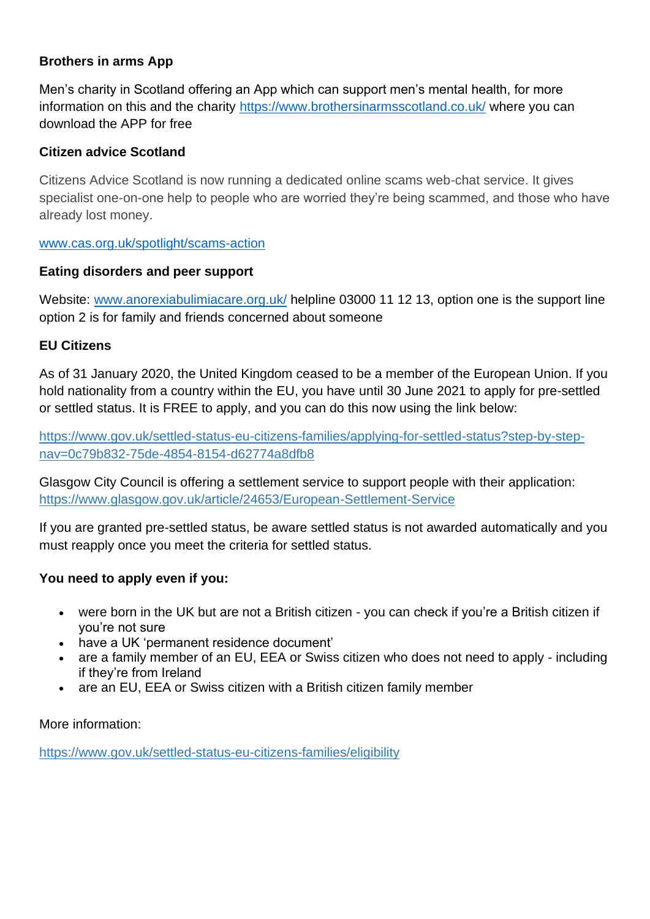**Brothers in arms App**

Men's charity in Scotland offering an App which can support men's mental health, for more information on this and the charity https://www.brothersinarmsscotland.co.uk/ where you can download the APP for free

**Citizen advice Scotland**

Citizens Advice Scotland is now running a dedicated online scams web-chat service. It gives specialist one-on-one help to people who are worried they're being scammed, and those who have already lost money.

www.cas.org.uk/spotlight/scams-action

**Eating disorders and peer support**

Website: www.anorexiabulimiacare.org.uk/ helpline 03000 11 12 13, option one is the support line option 2 is for family and friends concerned about someone

**EU Citizens**

As of 31 January 2020, the United Kingdom ceased to be a member of the European Union. If you hold nationality from a country within the EU, you have until 30 June 2021 to apply for pre-settled or settled status. It is FREE to apply, and you can do this now using the link below:

https://www.gov.uk/settled-status-eu-citizens-families/applying-for-settled-status?step-by-step-nav=0c79b832-75de-4854-8154-d62774a8dfb8

Glasgow City Council is offering a settlement service to support people with their application: https://www.glasgow.gov.uk/article/24653/European-Settlement-Service

If you are granted pre-settled status, be aware settled status is not awarded automatically and you must reapply once you meet the criteria for settled status.

**You need to apply even if you:**

- were born in the UK but are not a British citizen - you can check if you're a British citizen if you're not sure
- have a UK 'permanent residence document'
- are a family member of an EU, EEA or Swiss citizen who does not need to apply - including if they're from Ireland
- are an EU, EEA or Swiss citizen with a British citizen family member

More information:

https://www.gov.uk/settled-status-eu-citizens-families/eligibility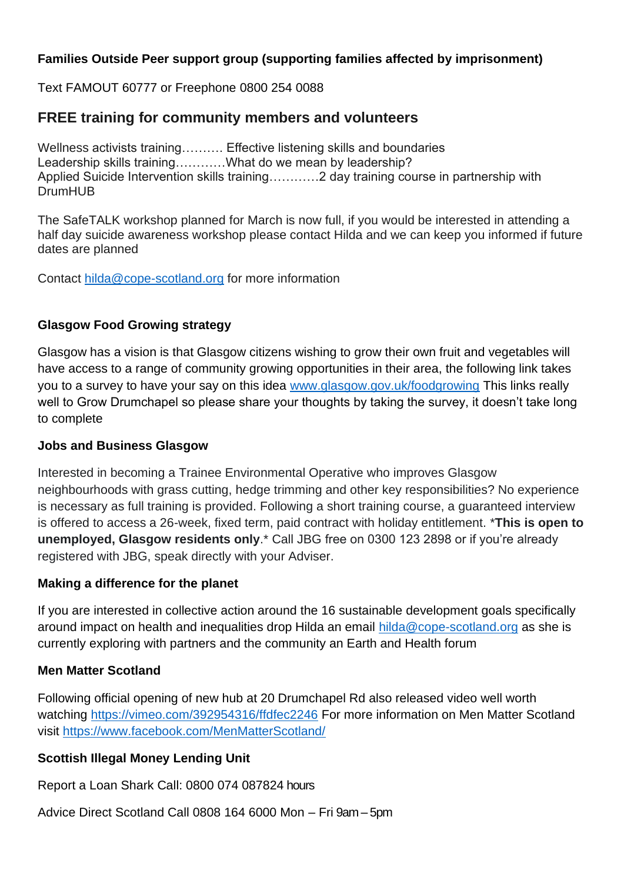**Families Outside Peer support group (supporting families affected by imprisonment)**

Text FAMOUT 60777 or Freephone 0800 254 0088

## FREE training for community members and volunteers

Wellness activists training………. Effective listening skills and boundaries
Leadership skills training…………What do we mean by leadership?
Applied Suicide Intervention skills training…………2 day training course in partnership with DrumHUB

The SafeTALK workshop planned for March is now full, if you would be interested in attending a half day suicide awareness workshop please contact Hilda and we can keep you informed if future dates are planned

Contact hilda@cope-scotland.org for more information

**Glasgow Food Growing strategy**

Glasgow has a vision is that Glasgow citizens wishing to grow their own fruit and vegetables will have access to a range of community growing opportunities in their area, the following link takes you to a survey to have your say on this idea www.glasgow.gov.uk/foodgrowing This links really well to Grow Drumchapel so please share your thoughts by taking the survey, it doesn't take long to complete

**Jobs and Business Glasgow**

Interested in becoming a Trainee Environmental Operative who improves Glasgow neighbourhoods with grass cutting, hedge trimming and other key responsibilities? No experience is necessary as full training is provided. Following a short training course, a guaranteed interview is offered to access a 26-week, fixed term, paid contract with holiday entitlement. ***This is open to unemployed, Glasgow residents only**.* Call JBG free on 0300 123 2898 or if you're already registered with JBG, speak directly with your Adviser.

**Making a difference for the planet**

If you are interested in collective action around the 16 sustainable development goals specifically around impact on health and inequalities drop Hilda an email hilda@cope-scotland.org as she is currently exploring with partners and the community an Earth and Health forum

**Men Matter Scotland**

Following official opening of new hub at 20 Drumchapel Rd also released video well worth watching https://vimeo.com/392954316/ffdfec2246 For more information on Men Matter Scotland visit https://www.facebook.com/MenMatterScotland/

**Scottish Illegal Money Lending Unit**

Report a Loan Shark Call: 0800 074 087824 hours

Advice Direct Scotland Call 0808 164 6000 Mon – Fri 9am – 5pm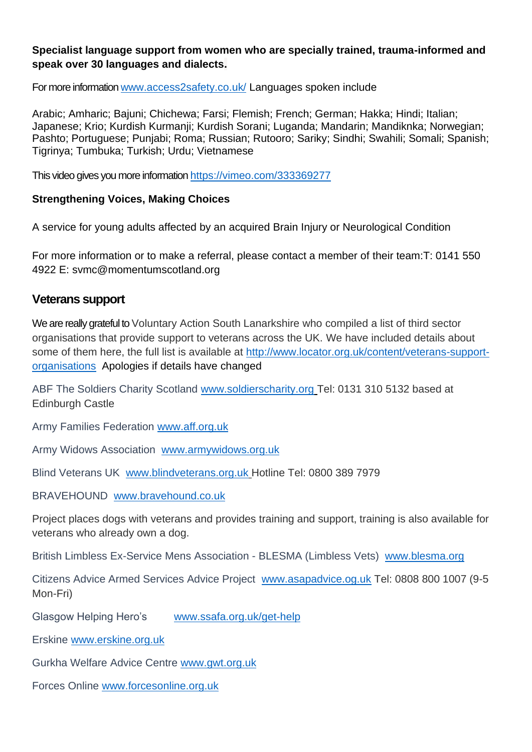**Specialist language support from women who are specially trained, trauma-informed and speak over 30 languages and dialects.**

For more information [www.access2safety.co.uk/](http://www.access2safety.co.uk/) Languages spoken include

Arabic; Amharic; Bajuni; Chichewa; Farsi; Flemish; French; German; Hakka; Hindi; Italian; Japanese; Krio; Kurdish Kurmanji; Kurdish Sorani; Luganda; Mandarin; Mandiknka; Norwegian; Pashto; Portuguese; Punjabi; Roma; Russian; Rutooro; Sariky; Sindhi; Swahili; Somali; Spanish; Tigrinya; Tumbuka; Turkish; Urdu; Vietnamese

This video gives you more information [https://vimeo.com/333369277](https://vimeo.com/333369277)

**Strengthening Voices, Making Choices**

A service for young adults affected by an acquired Brain Injury or Neurological Condition

For more information or to make a referral, please contact a member of their team:T: 0141 550 4922 E: svmc@momentumscotland.org

## Veterans support

We are really grateful to Voluntary Action South Lanarkshire who compiled a list of third sector organisations that provide support to veterans across the UK. We have included details about some of them here, the full list is available at [http://www.locator.org.uk/content/veterans-support-organisations](http://www.locator.org.uk/content/veterans-support-organisations) Apologies if details have changed

ABF The Soldiers Charity Scotland [www.soldierscharity.org](http://www.soldierscharity.org) Tel: 0131 310 5132 based at Edinburgh Castle

Army Families Federation [www.aff.org.uk](http://www.aff.org.uk)

Army Widows Association [www.armywidows.org.uk](http://www.armywidows.org.uk)

Blind Veterans UK [www.blindveterans.org.uk](http://www.blindveterans.org.uk) Hotline Tel: 0800 389 7979

BRAVEHOUND [www.bravehound.co.uk](http://www.bravehound.co.uk)

Project places dogs with veterans and provides training and support, training is also available for veterans who already own a dog.

British Limbless Ex-Service Mens Association - BLESMA (Limbless Vets) [www.blesma.org](http://www.blesma.org)

Citizens Advice Armed Services Advice Project [www.asapadvice.og.uk](http://www.asapadvice.og.uk) Tel: 0808 800 1007 (9-5 Mon-Fri)

Glasgow Helping Hero's [www.ssafa.org.uk/get-help](http://www.ssafa.org.uk/get-help)

Erskine [www.erskine.org.uk](http://www.erskine.org.uk)

Gurkha Welfare Advice Centre [www.gwt.org.uk](http://www.gwt.org.uk)

Forces Online [www.forcesonline.org.uk](http://www.forcesonline.org.uk)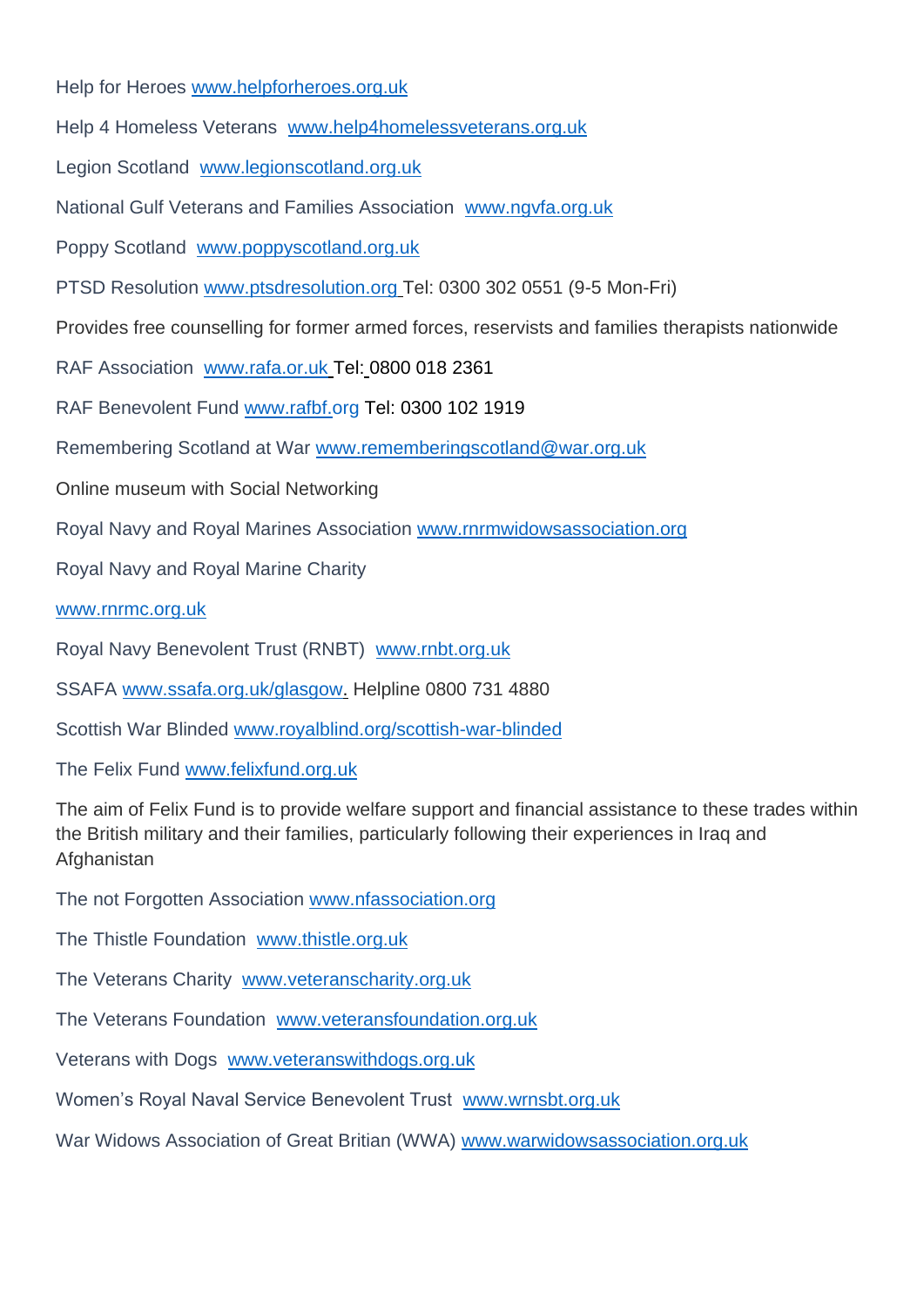Help for Heroes www.helpforheroes.org.uk

Help 4 Homeless Veterans www.help4homelessveterans.org.uk

Legion Scotland www.legionscotland.org.uk

National Gulf Veterans and Families Association www.ngvfa.org.uk

Poppy Scotland www.poppyscotland.org.uk

PTSD Resolution www.ptsdresolution.org Tel: 0300 302 0551 (9-5 Mon-Fri)

Provides free counselling for former armed forces, reservists and families therapists nationwide

RAF Association www.rafa.or.uk Tel: 0800 018 2361

RAF Benevolent Fund www.rafbf.org Tel: 0300 102 1919

Remembering Scotland at War www.rememberingscotland@war.org.uk

Online museum with Social Networking

Royal Navy and Royal Marines Association www.rnrmwidowsassociation.org

Royal Navy and Royal Marine Charity

www.rnrmc.org.uk

Royal Navy Benevolent Trust (RNBT) www.rnbt.org.uk

SSAFA www.ssafa.org.uk/glasgow. Helpline 0800 731 4880

Scottish War Blinded www.royalblind.org/scottish-war-blinded

The Felix Fund www.felixfund.org.uk

The aim of Felix Fund is to provide welfare support and financial assistance to these trades within the British military and their families, particularly following their experiences in Iraq and Afghanistan

The not Forgotten Association www.nfassociation.org

The Thistle Foundation www.thistle.org.uk

The Veterans Charity www.veteranscharity.org.uk

The Veterans Foundation www.veteransfoundation.org.uk

Veterans with Dogs www.veteranswithdogs.org.uk

Women's Royal Naval Service Benevolent Trust www.wrnsbt.org.uk

War Widows Association of Great Britian (WWA) www.warwidowsassociation.org.uk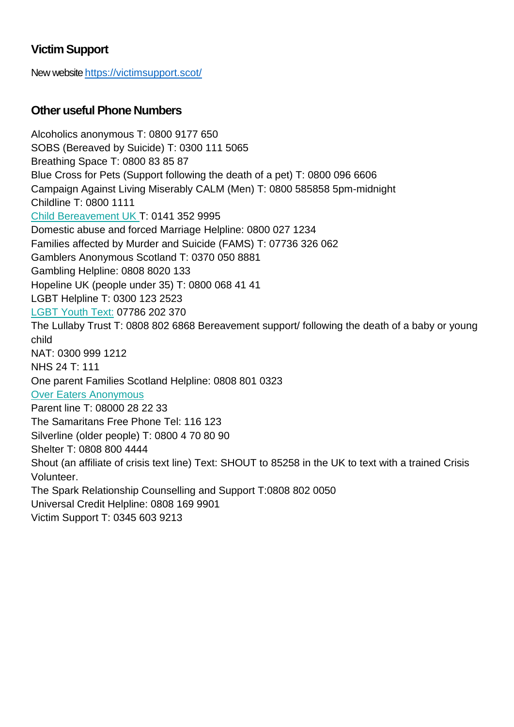## Victim Support

New website https://victimsupport.scot/

## Other useful Phone Numbers

Alcoholics anonymous T: 0800 9177 650
SOBS (Bereaved by Suicide) T: 0300 111 5065
Breathing Space T: 0800 83 85 87
Blue Cross for Pets (Support following the death of a pet) T: 0800 096 6606
Campaign Against Living Miserably CALM (Men) T: 0800 585858 5pm-midnight
Childline T: 0800 1111
Child Bereavement UK T: 0141 352 9995
Domestic abuse and forced Marriage Helpline: 0800 027 1234
Families affected by Murder and Suicide (FAMS) T: 07736 326 062
Gamblers Anonymous Scotland T: 0370 050 8881
Gambling Helpline: 0808 8020 133
Hopeline UK (people under 35) T: 0800 068 41 41
LGBT Helpline T: 0300 123 2523
LGBT Youth Text: 07786 202 370
The Lullaby Trust T: 0808 802 6868 Bereavement support/ following the death of a baby or young child
NAT: 0300 999 1212
NHS 24 T: 111
One parent Families Scotland Helpline: 0808 801 0323
Over Eaters Anonymous
Parent line T: 08000 28 22 33
The Samaritans Free Phone Tel: 116 123
Silverline (older people) T: 0800 4 70 80 90
Shelter T: 0808 800 4444
Shout (an affiliate of crisis text line) Text: SHOUT to 85258 in the UK to text with a trained Crisis Volunteer.
The Spark Relationship Counselling and Support T:0808 802 0050
Universal Credit Helpline: 0808 169 9901
Victim Support T: 0345 603 9213